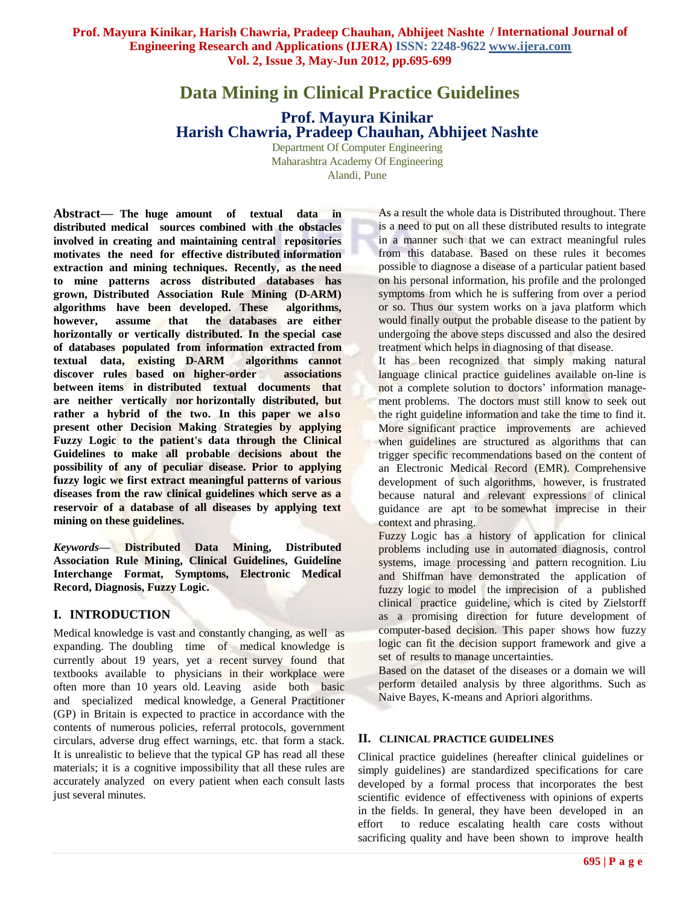# Data Mining in Clinical Practice Guidelines

**Prof. Mayura Kinikar**
**Harish Chawria, Pradeep Chauhan, Abhijeet Nashte**

Department Of Computer Engineering
Maharashtra Academy Of Engineering
Alandi, Pune

**Abstract— The huge amount of textual data in distributed medical sources combined with the obstacles involved in creating and maintaining central repositories motivates the need for effective distributed information extraction and mining techniques. Recently, as the need to mine patterns across distributed databases has grown, Distributed Association Rule Mining (D-ARM) algorithms have been developed. These algorithms, however, assume that the databases are either horizontally or vertically distributed. In the special case of databases populated from information extracted from textual data, existing D-ARM algorithms cannot discover rules based on higher-order associations between items in distributed textual documents that are neither vertically nor horizontally distributed, but rather a hybrid of the two. In this paper we also present other Decision Making Strategies by applying Fuzzy Logic to the patient's data through the Clinical Guidelines to make all probable decisions about the possibility of any of peculiar disease. Prior to applying fuzzy logic we first extract meaningful patterns of various diseases from the raw clinical guidelines which serve as a reservoir of a database of all diseases by applying text mining on these guidelines.**

***Keywords*— Distributed Data Mining, Distributed Association Rule Mining, Clinical Guidelines, Guideline Interchange Format, Symptoms, Electronic Medical Record, Diagnosis, Fuzzy Logic.**

## I. INTRODUCTION

Medical knowledge is vast and constantly changing, as well as expanding. The doubling time of medical knowledge is currently about 19 years, yet a recent survey found that textbooks available to physicians in their workplace were often more than 10 years old. Leaving aside both basic and specialized medical knowledge, a General Practitioner (GP) in Britain is expected to practice in accordance with the contents of numerous policies, referral protocols, government circulars, adverse drug effect warnings, etc. that form a stack. It is unrealistic to believe that the typical GP has read all these materials; it is a cognitive impossibility that all these rules are accurately analyzed on every patient when each consult lasts just several minutes.

As a result the whole data is Distributed throughout. There is a need to put on all these distributed results to integrate in a manner such that we can extract meaningful rules from this database. Based on these rules it becomes possible to diagnose a disease of a particular patient based on his personal information, his profile and the prolonged symptoms from which he is suffering from over a period or so. Thus our system works on a java platform which would finally output the probable disease to the patient by undergoing the above steps discussed and also the desired treatment which helps in diagnosing of that disease.

It has been recognized that simply making natural language clinical practice guidelines available on-line is not a complete solution to doctors' information management problems. The doctors must still know to seek out the right guideline information and take the time to find it. More significant practice improvements are achieved when guidelines are structured as algorithms that can trigger specific recommendations based on the content of an Electronic Medical Record (EMR). Comprehensive development of such algorithms, however, is frustrated because natural and relevant expressions of clinical guidance are apt to be somewhat imprecise in their context and phrasing.

Fuzzy Logic has a history of application for clinical problems including use in automated diagnosis, control systems, image processing and pattern recognition. Liu and Shiffman have demonstrated the application of fuzzy logic to model the imprecision of a published clinical practice guideline, which is cited by Zielstorff as a promising direction for future development of computer-based decision. This paper shows how fuzzy logic can fit the decision support framework and give a set of results to manage uncertainties.

Based on the dataset of the diseases or a domain we will perform detailed analysis by three algorithms. Such as Naive Bayes, K-means and Apriori algorithms.

## II. CLINICAL PRACTICE GUIDELINES

Clinical practice guidelines (hereafter clinical guidelines or simply guidelines) are standardized specifications for care developed by a formal process that incorporates the best scientific evidence of effectiveness with opinions of experts in the fields. In general, they have been developed in an effort to reduce escalating health care costs without sacrificing quality and have been shown to improve health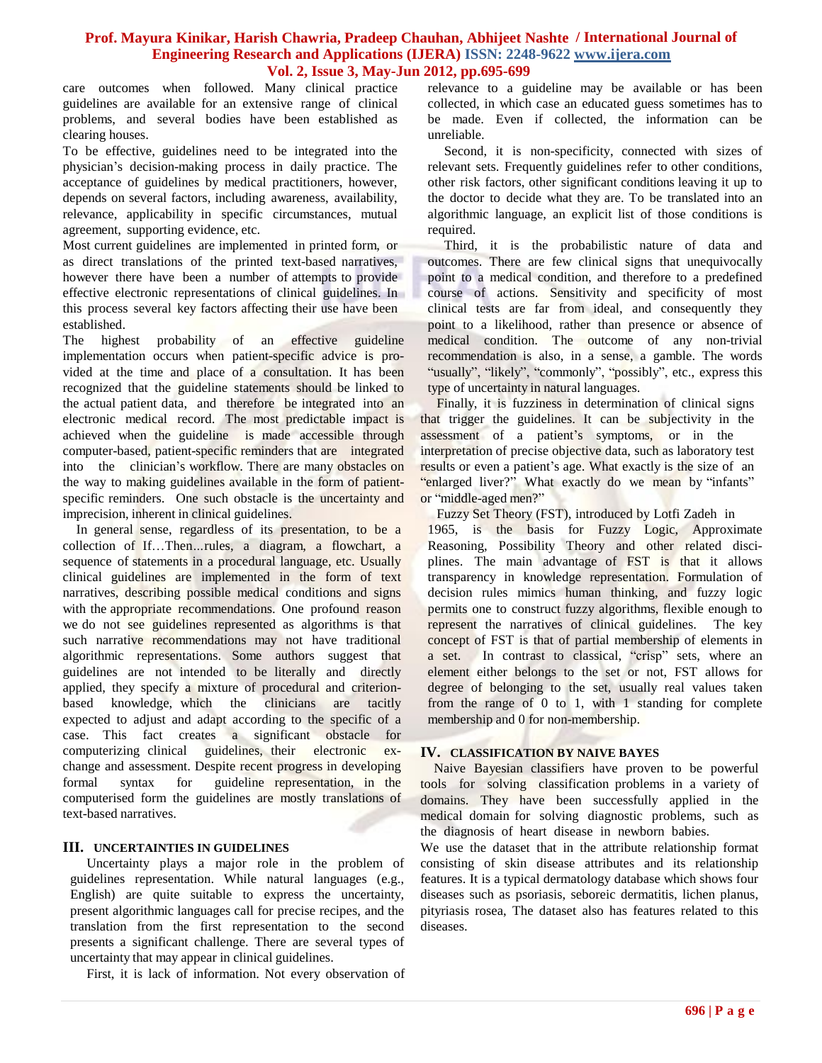care outcomes when followed. Many clinical practice guidelines are available for an extensive range of clinical problems, and several bodies have been established as clearing houses.

To be effective, guidelines need to be integrated into the physician's decision-making process in daily practice. The acceptance of guidelines by medical practitioners, however, depends on several factors, including awareness, availability, relevance, applicability in specific circumstances, mutual agreement, supporting evidence, etc.

Most current guidelines are implemented in printed form, or as direct translations of the printed text-based narratives, however there have been a number of attempts to provide effective electronic representations of clinical guidelines. In this process several key factors affecting their use have been established.

The highest probability of an effective guideline implementation occurs when patient-specific advice is provided at the time and place of a consultation. It has been recognized that the guideline statements should be linked to the actual patient data, and therefore be integrated into an electronic medical record. The most predictable impact is achieved when the guideline is made accessible through computer-based, patient-specific reminders that are integrated into the clinician's workflow. There are many obstacles on the way to making guidelines available in the form of patient-specific reminders. One such obstacle is the uncertainty and imprecision, inherent in clinical guidelines.

In general sense, regardless of its presentation, to be a collection of If…Then...rules, a diagram, a flowchart, a sequence of statements in a procedural language, etc. Usually clinical guidelines are implemented in the form of text narratives, describing possible medical conditions and signs with the appropriate recommendations. One profound reason we do not see guidelines represented as algorithms is that such narrative recommendations may not have traditional algorithmic representations. Some authors suggest that guidelines are not intended to be literally and directly applied, they specify a mixture of procedural and criterion-based knowledge, which the clinicians are tacitly expected to adjust and adapt according to the specific of a case. This fact creates a significant obstacle for computerizing clinical guidelines, their electronic exchange and assessment. Despite recent progress in developing formal syntax for guideline representation, in the computerised form the guidelines are mostly translations of text-based narratives.

## III. UNCERTAINTIES IN GUIDELINES

Uncertainty plays a major role in the problem of guidelines representation. While natural languages (e.g., English) are quite suitable to express the uncertainty, present algorithmic languages call for precise recipes, and the translation from the first representation to the second presents a significant challenge. There are several types of uncertainty that may appear in clinical guidelines.

First, it is lack of information. Not every observation of relevance to a guideline may be available or has been collected, in which case an educated guess sometimes has to be made. Even if collected, the information can be unreliable.

Second, it is non-specificity, connected with sizes of relevant sets. Frequently guidelines refer to other conditions, other risk factors, other significant conditions leaving it up to the doctor to decide what they are. To be translated into an algorithmic language, an explicit list of those conditions is required.

Third, it is the probabilistic nature of data and outcomes. There are few clinical signs that unequivocally point to a medical condition, and therefore to a predefined course of actions. Sensitivity and specificity of most clinical tests are far from ideal, and consequently they point to a likelihood, rather than presence or absence of medical condition. The outcome of any non-trivial recommendation is also, in a sense, a gamble. The words "usually", "likely", "commonly", "possibly", etc., express this type of uncertainty in natural languages.

Finally, it is fuzziness in determination of clinical signs that trigger the guidelines. It can be subjectivity in the assessment of a patient's symptoms, or in the interpretation of precise objective data, such as laboratory test results or even a patient's age. What exactly is the size of an "enlarged liver?" What exactly do we mean by "infants" or "middle-aged men?"

Fuzzy Set Theory (FST), introduced by Lotfi Zadeh in 1965, is the basis for Fuzzy Logic, Approximate Reasoning, Possibility Theory and other related disciplines. The main advantage of FST is that it allows transparency in knowledge representation. Formulation of decision rules mimics human thinking, and fuzzy logic permits one to construct fuzzy algorithms, flexible enough to represent the narratives of clinical guidelines. The key concept of FST is that of partial membership of elements in a set. In contrast to classical, "crisp" sets, where an element either belongs to the set or not, FST allows for degree of belonging to the set, usually real values taken from the range of 0 to 1, with 1 standing for complete membership and 0 for non-membership.

## IV. CLASSIFICATION BY NAIVE BAYES

Naive Bayesian classifiers have proven to be powerful tools for solving classification problems in a variety of domains. They have been successfully applied in the medical domain for solving diagnostic problems, such as the diagnosis of heart disease in newborn babies.

We use the dataset that in the attribute relationship format consisting of skin disease attributes and its relationship features. It is a typical dermatology database which shows four diseases such as psoriasis, seboreic dermatitis, lichen planus, pityriasis rosea, The dataset also has features related to this diseases.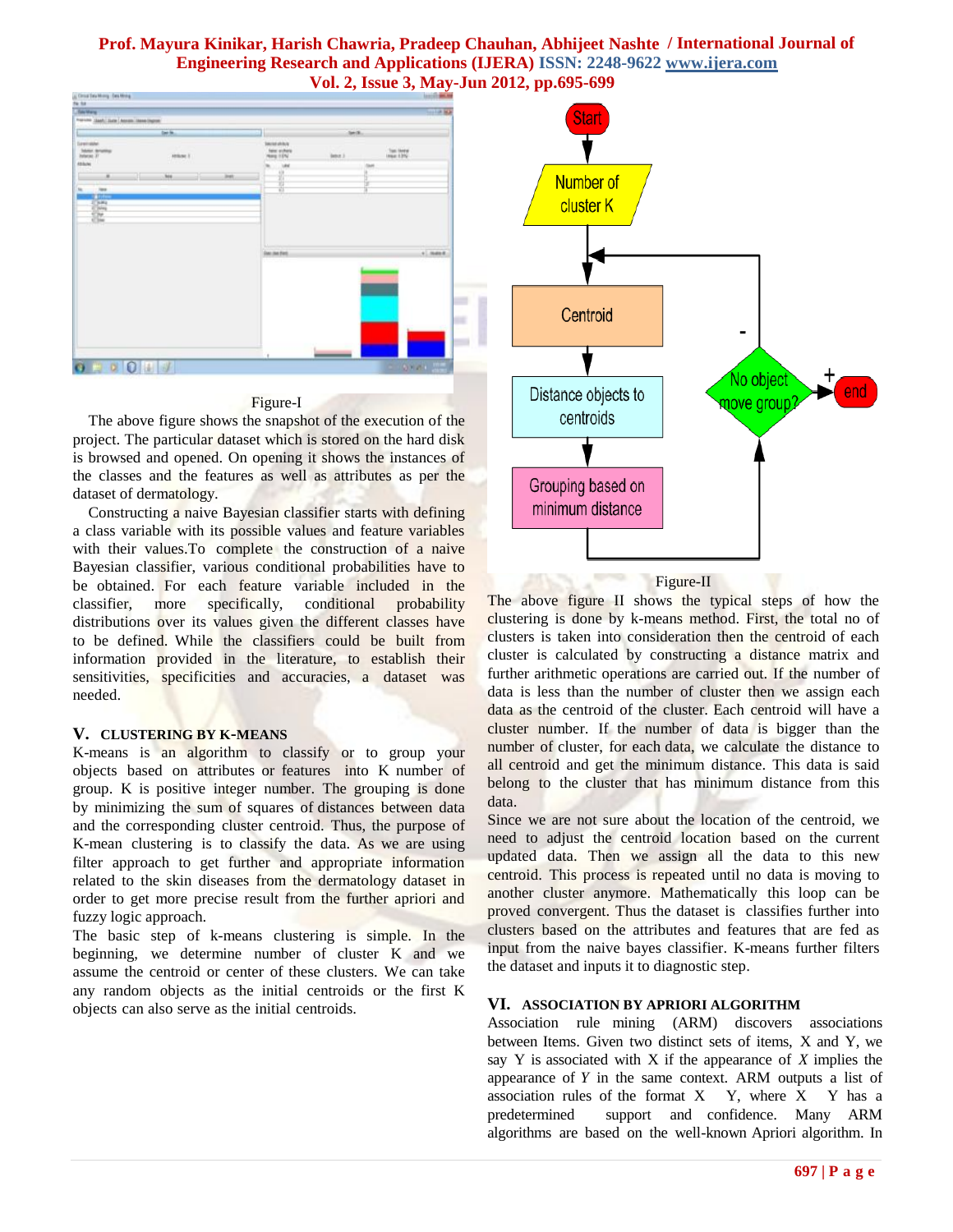Figure-I

The above figure shows the snapshot of the execution of the project. The particular dataset which is stored on the hard disk is browsed and opened. On opening it shows the instances of the classes and the features as well as attributes as per the dataset of dermatology.

Constructing a naive Bayesian classifier starts with defining a class variable with its possible values and feature variables with their values.To complete the construction of a naive Bayesian classifier, various conditional probabilities have to be obtained. For each feature variable included in the classifier, more specifically, conditional probability distributions over its values given the different classes have to be defined. While the classifiers could be built from information provided in the literature, to establish their sensitivities, specificities and accuracies, a dataset was needed.

## V. CLUSTERING BY K-MEANS

K-means is an algorithm to classify or to group your objects based on attributes or features into K number of group. K is positive integer number. The grouping is done by minimizing the sum of squares of distances between data and the corresponding cluster centroid. Thus, the purpose of K-mean clustering is to classify the data. As we are using filter approach to get further and appropriate information related to the skin diseases from the dermatology dataset in order to get more precise result from the further apriori and fuzzy logic approach.

The basic step of k-means clustering is simple. In the beginning, we determine number of cluster K and we assume the centroid or center of these clusters. We can take any random objects as the initial centroids or the first K objects can also serve as the initial centroids.

Figure-II

The above figure II shows the typical steps of how the clustering is done by k-means method. First, the total no of clusters is taken into consideration then the centroid of each cluster is calculated by constructing a distance matrix and further arithmetic operations are carried out. If the number of data is less than the number of cluster then we assign each data as the centroid of the cluster. Each centroid will have a cluster number. If the number of data is bigger than the number of cluster, for each data, we calculate the distance to all centroid and get the minimum distance. This data is said belong to the cluster that has minimum distance from this data.

Since we are not sure about the location of the centroid, we need to adjust the centroid location based on the current updated data. Then we assign all the data to this new centroid. This process is repeated until no data is moving to another cluster anymore. Mathematically this loop can be proved convergent. Thus the dataset is classifies further into clusters based on the attributes and features that are fed as input from the naive bayes classifier. K-means further filters the dataset and inputs it to diagnostic step.

## VI. ASSOCIATION BY APRIORI ALGORITHM

Association rule mining (ARM) discovers associations between Items. Given two distinct sets of items, X and Y, we say Y is associated with X if the appearance of *X* implies the appearance of *Y* in the same context. ARM outputs a list of association rules of the format X Y, where X Y has a predetermined support and confidence. Many ARM algorithms are based on the well-known Apriori algorithm. In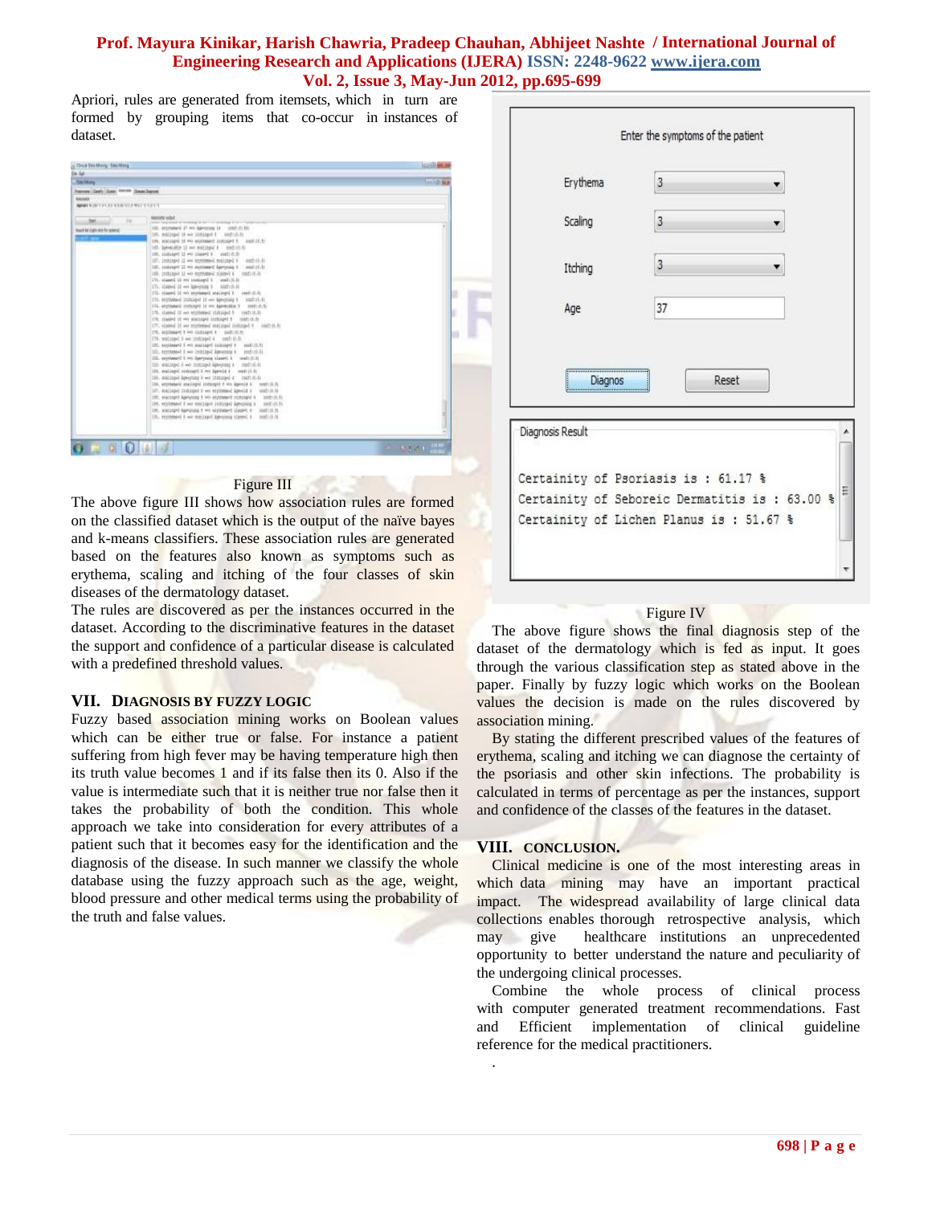Apriori, rules are generated from itemsets, which in turn are formed by grouping items that co-occur in instances of dataset.

Figure III

The above figure III shows how association rules are formed on the classified dataset which is the output of the naïve bayes and k-means classifiers. These association rules are generated based on the features also known as symptoms such as erythema, scaling and itching of the four classes of skin diseases of the dermatology dataset.

The rules are discovered as per the instances occurred in the dataset. According to the discriminative features in the dataset the support and confidence of a particular disease is calculated with a predefined threshold values.

## VII. DIAGNOSIS BY FUZZY LOGIC

Fuzzy based association mining works on Boolean values which can be either true or false. For instance a patient suffering from high fever may be having temperature high then its truth value becomes 1 and if its false then its 0. Also if the value is intermediate such that it is neither true nor false then it takes the probability of both the condition. This whole approach we take into consideration for every attributes of a patient such that it becomes easy for the identification and the diagnosis of the disease. In such manner we classify the whole database using the fuzzy approach such as the age, weight, blood pressure and other medical terms using the probability of the truth and false values.

Figure IV

The above figure shows the final diagnosis step of the dataset of the dermatology which is fed as input. It goes through the various classification step as stated above in the paper. Finally by fuzzy logic which works on the Boolean values the decision is made on the rules discovered by association mining.

By stating the different prescribed values of the features of erythema, scaling and itching we can diagnose the certainty of the psoriasis and other skin infections. The probability is calculated in terms of percentage as per the instances, support and confidence of the classes of the features in the dataset.

## VIII. CONCLUSION.

Clinical medicine is one of the most interesting areas in which data mining may have an important practical impact. The widespread availability of large clinical data collections enables thorough retrospective analysis, which may give healthcare institutions an unprecedented opportunity to better understand the nature and peculiarity of the undergoing clinical processes.

Combine the whole process of clinical process with computer generated treatment recommendations. Fast and Efficient implementation of clinical guideline reference for the medical practitioners.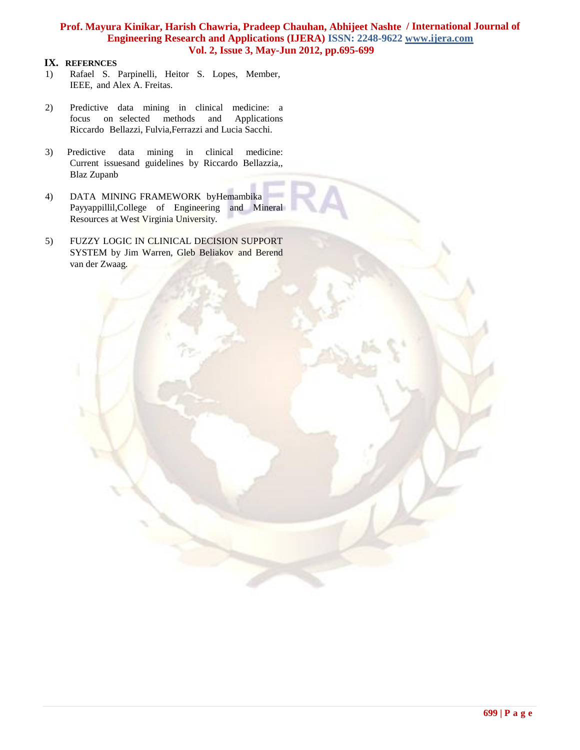## IX. REFERNCES

1) Rafael S. Parpinelli, Heitor S. Lopes, Member, IEEE, and Alex A. Freitas.

2) Predictive data mining in clinical medicine: a focus on selected methods and Applications Riccardo Bellazzi, Fulvia,Ferrazzi and Lucia Sacchi.

3) Predictive data mining in clinical medicine: Current issuesand guidelines by Riccardo Bellazzia,, Blaz Zupanb

4) DATA MINING FRAMEWORK byHemambika Payyappillil,College of Engineering and Mineral Resources at West Virginia University.

5) FUZZY LOGIC IN CLINICAL DECISION SUPPORT SYSTEM by Jim Warren, Gleb Beliakov and Berend van der Zwaag.